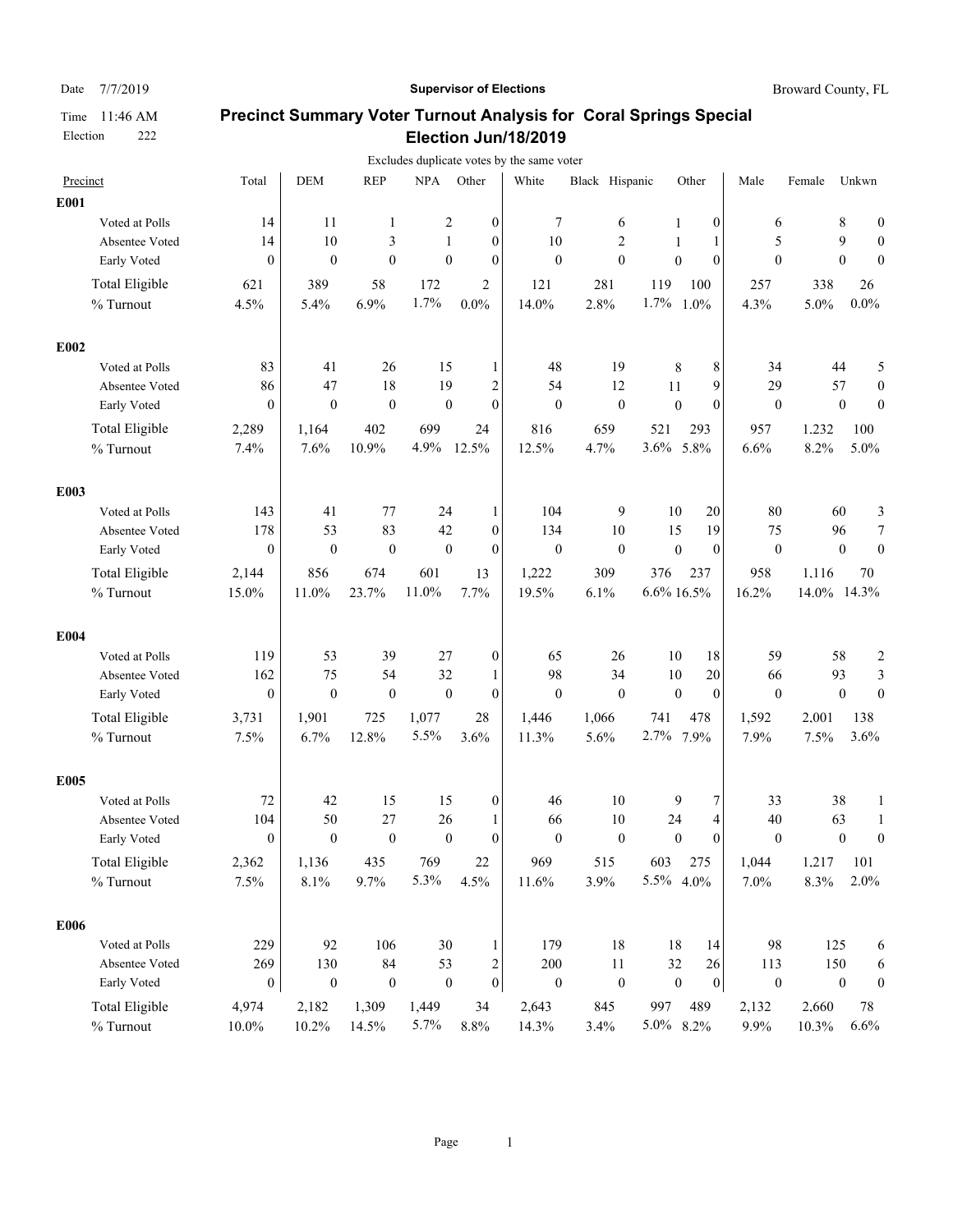Date 7/7/2019 | Time 11:46 AM | Election 222

**Supervisor of Elections** — Broward County, FL

## Precinct Summary Voter Turnout Analysis for Coral Springs Special Election Jun/18/2019

Excludes duplicate votes by the same voter

| Precinct | Total | DEM | REP | NPA | Other | White | Black | Hispanic | Other | Male | Female | Unkwn |
|---|---|---|---|---|---|---|---|---|---|---|---|---|
| **E001** | | | | | | | | | | | | |
| Voted at Polls | 14 | 11 | 1 | 2 | 0 | 7 | 6 | 1 | 0 | 6 | 8 | 0 |
| Absentee Voted | 14 | 10 | 3 | 1 | 0 | 10 | 2 | 1 | 1 | 5 | 9 | 0 |
| Early Voted | 0 | 0 | 0 | 0 | 0 | 0 | 0 | 0 | 0 | 0 | 0 | 0 |
| Total Eligible | 621 | 389 | 58 | 172 | 2 | 121 | 281 | 119 | 100 | 257 | 338 | 26 |
| % Turnout | 4.5% | 5.4% | 6.9% | 1.7% | 0.0% | 14.0% | 2.8% | 1.7% | 1.0% | 4.3% | 5.0% | 0.0% |
| **E002** | | | | | | | | | | | | |
| Voted at Polls | 83 | 41 | 26 | 15 | 1 | 48 | 19 | 8 | 8 | 34 | 44 | 5 |
| Absentee Voted | 86 | 47 | 18 | 19 | 2 | 54 | 12 | 11 | 9 | 29 | 57 | 0 |
| Early Voted | 0 | 0 | 0 | 0 | 0 | 0 | 0 | 0 | 0 | 0 | 0 | 0 |
| Total Eligible | 2,289 | 1,164 | 402 | 699 | 24 | 816 | 659 | 521 | 293 | 957 | 1,232 | 100 |
| % Turnout | 7.4% | 7.6% | 10.9% | 4.9% | 12.5% | 12.5% | 4.7% | 3.6% | 5.8% | 6.6% | 8.2% | 5.0% |
| **E003** | | | | | | | | | | | | |
| Voted at Polls | 143 | 41 | 77 | 24 | 1 | 104 | 9 | 10 | 20 | 80 | 60 | 3 |
| Absentee Voted | 178 | 53 | 83 | 42 | 0 | 134 | 10 | 15 | 19 | 75 | 96 | 7 |
| Early Voted | 0 | 0 | 0 | 0 | 0 | 0 | 0 | 0 | 0 | 0 | 0 | 0 |
| Total Eligible | 2,144 | 856 | 674 | 601 | 13 | 1,222 | 309 | 376 | 237 | 958 | 1,116 | 70 |
| % Turnout | 15.0% | 11.0% | 23.7% | 11.0% | 7.7% | 19.5% | 6.1% | 6.6% | 16.5% | 16.2% | 14.0% | 14.3% |
| **E004** | | | | | | | | | | | | |
| Voted at Polls | 119 | 53 | 39 | 27 | 0 | 65 | 26 | 10 | 18 | 59 | 58 | 2 |
| Absentee Voted | 162 | 75 | 54 | 32 | 1 | 98 | 34 | 10 | 20 | 66 | 93 | 3 |
| Early Voted | 0 | 0 | 0 | 0 | 0 | 0 | 0 | 0 | 0 | 0 | 0 | 0 |
| Total Eligible | 3,731 | 1,901 | 725 | 1,077 | 28 | 1,446 | 1,066 | 741 | 478 | 1,592 | 2,001 | 138 |
| % Turnout | 7.5% | 6.7% | 12.8% | 5.5% | 3.6% | 11.3% | 5.6% | 2.7% | 7.9% | 7.9% | 7.5% | 3.6% |
| **E005** | | | | | | | | | | | | |
| Voted at Polls | 72 | 42 | 15 | 15 | 0 | 46 | 10 | 9 | 7 | 33 | 38 | 1 |
| Absentee Voted | 104 | 50 | 27 | 26 | 1 | 66 | 10 | 24 | 4 | 40 | 63 | 1 |
| Early Voted | 0 | 0 | 0 | 0 | 0 | 0 | 0 | 0 | 0 | 0 | 0 | 0 |
| Total Eligible | 2,362 | 1,136 | 435 | 769 | 22 | 969 | 515 | 603 | 275 | 1,044 | 1,217 | 101 |
| % Turnout | 7.5% | 8.1% | 9.7% | 5.3% | 4.5% | 11.6% | 3.9% | 5.5% | 4.0% | 7.0% | 8.3% | 2.0% |
| **E006** | | | | | | | | | | | | |
| Voted at Polls | 229 | 92 | 106 | 30 | 1 | 179 | 18 | 18 | 14 | 98 | 125 | 6 |
| Absentee Voted | 269 | 130 | 84 | 53 | 2 | 200 | 11 | 32 | 26 | 113 | 150 | 6 |
| Early Voted | 0 | 0 | 0 | 0 | 0 | 0 | 0 | 0 | 0 | 0 | 0 | 0 |
| Total Eligible | 4,974 | 2,182 | 1,309 | 1,449 | 34 | 2,643 | 845 | 997 | 489 | 2,132 | 2,660 | 78 |
| % Turnout | 10.0% | 10.2% | 14.5% | 5.7% | 8.8% | 14.3% | 3.4% | 5.0% | 8.2% | 9.9% | 10.3% | 6.6% |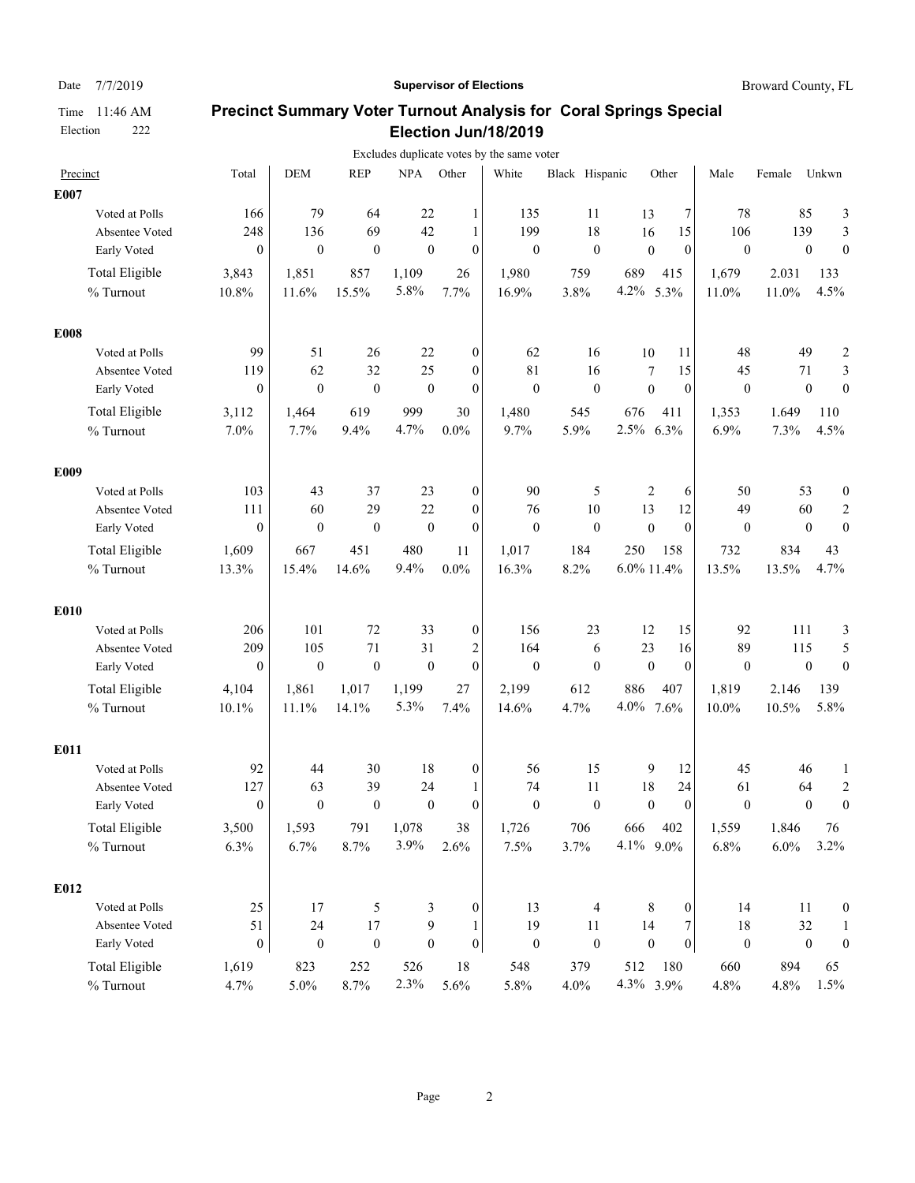Date 7/7/2019 | **Supervisor of Elections** | Broward County, FL

Time 11:46 AM

Election 222

## Precinct Summary Voter Turnout Analysis for Coral Springs Special Election Jun/18/2019

Excludes duplicate votes by the same voter

| Precinct | Total | DEM | REP | NPA | Other | White | Black | Hispanic | Other | Male | Female | Unkwn |
|---|---|---|---|---|---|---|---|---|---|---|---|---|
| **E007** | | | | | | | | | | | | |
| Voted at Polls | 166 | 79 | 64 | 22 | 1 | 135 | 11 | 13 | 7 | 78 | 85 | 3 |
| Absentee Voted | 248 | 136 | 69 | 42 | 1 | 199 | 18 | 16 | 15 | 106 | 139 | 3 |
| Early Voted | 0 | 0 | 0 | 0 | 0 | 0 | 0 | 0 | 0 | 0 | 0 | 0 |
| Total Eligible | 3,843 | 1,851 | 857 | 1,109 | 26 | 1,980 | 759 | 689 | 415 | 1,679 | 2,031 | 133 |
| % Turnout | 10.8% | 11.6% | 15.5% | 5.8% | 7.7% | 16.9% | 3.8% | 4.2% | 5.3% | 11.0% | 11.0% | 4.5% |
| **E008** | | | | | | | | | | | | |
| Voted at Polls | 99 | 51 | 26 | 22 | 0 | 62 | 16 | 10 | 11 | 48 | 49 | 2 |
| Absentee Voted | 119 | 62 | 32 | 25 | 0 | 81 | 16 | 7 | 15 | 45 | 71 | 3 |
| Early Voted | 0 | 0 | 0 | 0 | 0 | 0 | 0 | 0 | 0 | 0 | 0 | 0 |
| Total Eligible | 3,112 | 1,464 | 619 | 999 | 30 | 1,480 | 545 | 676 | 411 | 1,353 | 1,649 | 110 |
| % Turnout | 7.0% | 7.7% | 9.4% | 4.7% | 0.0% | 9.7% | 5.9% | 2.5% | 6.3% | 6.9% | 7.3% | 4.5% |
| **E009** | | | | | | | | | | | | |
| Voted at Polls | 103 | 43 | 37 | 23 | 0 | 90 | 5 | 2 | 6 | 50 | 53 | 0 |
| Absentee Voted | 111 | 60 | 29 | 22 | 0 | 76 | 10 | 13 | 12 | 49 | 60 | 2 |
| Early Voted | 0 | 0 | 0 | 0 | 0 | 0 | 0 | 0 | 0 | 0 | 0 | 0 |
| Total Eligible | 1,609 | 667 | 451 | 480 | 11 | 1,017 | 184 | 250 | 158 | 732 | 834 | 43 |
| % Turnout | 13.3% | 15.4% | 14.6% | 9.4% | 0.0% | 16.3% | 8.2% | 6.0% | 11.4% | 13.5% | 13.5% | 4.7% |
| **E010** | | | | | | | | | | | | |
| Voted at Polls | 206 | 101 | 72 | 33 | 0 | 156 | 23 | 12 | 15 | 92 | 111 | 3 |
| Absentee Voted | 209 | 105 | 71 | 31 | 2 | 164 | 6 | 23 | 16 | 89 | 115 | 5 |
| Early Voted | 0 | 0 | 0 | 0 | 0 | 0 | 0 | 0 | 0 | 0 | 0 | 0 |
| Total Eligible | 4,104 | 1,861 | 1,017 | 1,199 | 27 | 2,199 | 612 | 886 | 407 | 1,819 | 2,146 | 139 |
| % Turnout | 10.1% | 11.1% | 14.1% | 5.3% | 7.4% | 14.6% | 4.7% | 4.0% | 7.6% | 10.0% | 10.5% | 5.8% |
| **E011** | | | | | | | | | | | | |
| Voted at Polls | 92 | 44 | 30 | 18 | 0 | 56 | 15 | 9 | 12 | 45 | 46 | 1 |
| Absentee Voted | 127 | 63 | 39 | 24 | 1 | 74 | 11 | 18 | 24 | 61 | 64 | 2 |
| Early Voted | 0 | 0 | 0 | 0 | 0 | 0 | 0 | 0 | 0 | 0 | 0 | 0 |
| Total Eligible | 3,500 | 1,593 | 791 | 1,078 | 38 | 1,726 | 706 | 666 | 402 | 1,559 | 1,846 | 76 |
| % Turnout | 6.3% | 6.7% | 8.7% | 3.9% | 2.6% | 7.5% | 3.7% | 4.1% | 9.0% | 6.8% | 6.0% | 3.2% |
| **E012** | | | | | | | | | | | | |
| Voted at Polls | 25 | 17 | 5 | 3 | 0 | 13 | 4 | 8 | 0 | 14 | 11 | 0 |
| Absentee Voted | 51 | 24 | 17 | 9 | 1 | 19 | 11 | 14 | 7 | 18 | 32 | 1 |
| Early Voted | 0 | 0 | 0 | 0 | 0 | 0 | 0 | 0 | 0 | 0 | 0 | 0 |
| Total Eligible | 1,619 | 823 | 252 | 526 | 18 | 548 | 379 | 512 | 180 | 660 | 894 | 65 |
| % Turnout | 4.7% | 5.0% | 8.7% | 2.3% | 5.6% | 5.8% | 4.0% | 4.3% | 3.9% | 4.8% | 4.8% | 1.5% |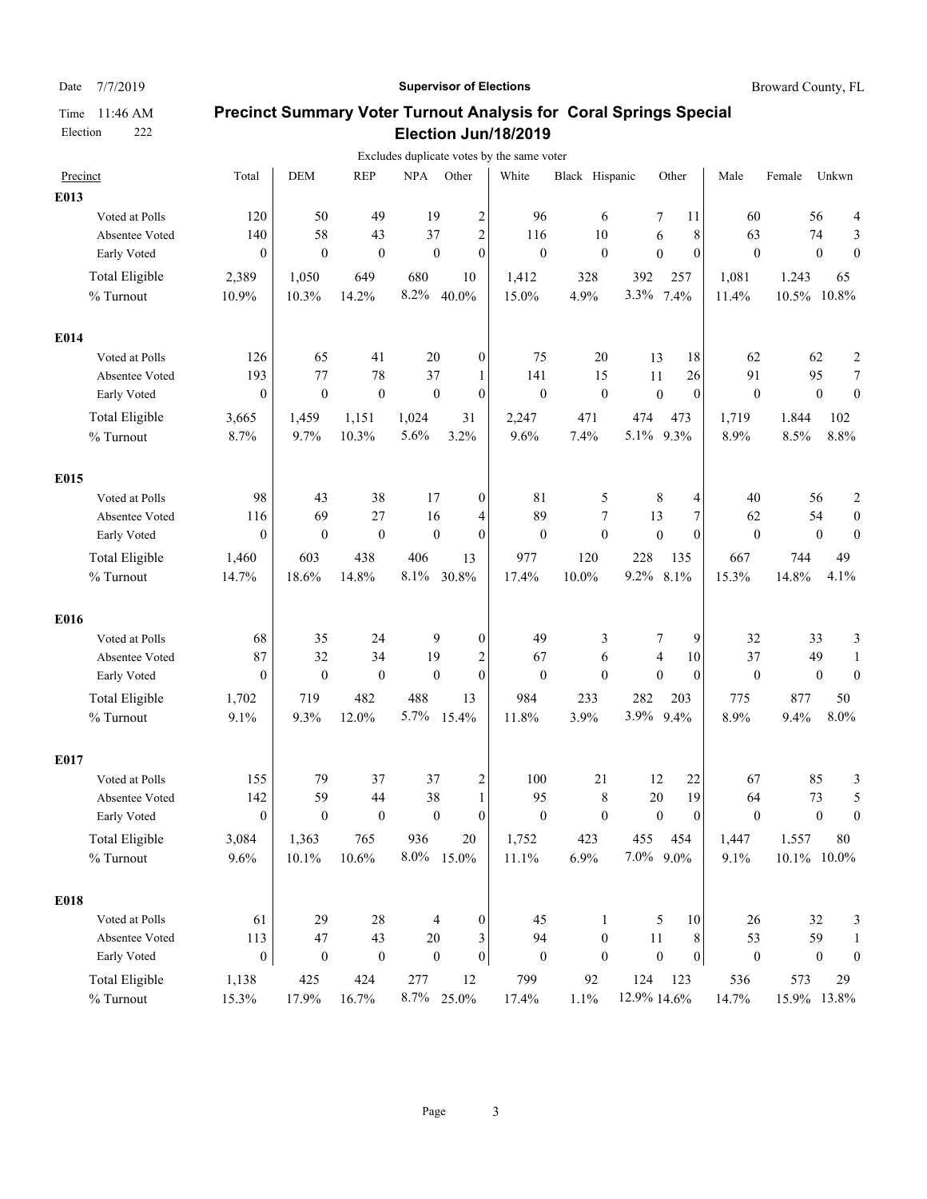Date 7/7/2019 | **Supervisor of Elections** | Broward County, FL

Time 11:46 AM
Election 222

## Precinct Summary Voter Turnout Analysis for Coral Springs Special Election Jun/18/2019

Excludes duplicate votes by the same voter

| Precinct | Total | DEM | REP | NPA | Other | White | Black | Hispanic | Other | Male | Female | Unkwn |
|---|---|---|---|---|---|---|---|---|---|---|---|---|
| **E013** | | | | | | | | | | | | |
| Voted at Polls | 120 | 50 | 49 | 19 | 2 | 96 | 6 | 7 | 11 | 60 | 56 | 4 |
| Absentee Voted | 140 | 58 | 43 | 37 | 2 | 116 | 10 | 6 | 8 | 63 | 74 | 3 |
| Early Voted | 0 | 0 | 0 | 0 | 0 | 0 | 0 | 0 | 0 | 0 | 0 | 0 |
| Total Eligible | 2,389 | 1,050 | 649 | 680 | 10 | 1,412 | 328 | 392 | 257 | 1,081 | 1.243 | 65 |
| % Turnout | 10.9% | 10.3% | 14.2% | 8.2% | 40.0% | 15.0% | 4.9% | 3.3% | 7.4% | 11.4% | 10.5% | 10.8% |
| **E014** | | | | | | | | | | | | |
| Voted at Polls | 126 | 65 | 41 | 20 | 0 | 75 | 20 | 13 | 18 | 62 | 62 | 2 |
| Absentee Voted | 193 | 77 | 78 | 37 | 1 | 141 | 15 | 11 | 26 | 91 | 95 | 7 |
| Early Voted | 0 | 0 | 0 | 0 | 0 | 0 | 0 | 0 | 0 | 0 | 0 | 0 |
| Total Eligible | 3,665 | 1,459 | 1,151 | 1,024 | 31 | 2,247 | 471 | 474 | 473 | 1,719 | 1.844 | 102 |
| % Turnout | 8.7% | 9.7% | 10.3% | 5.6% | 3.2% | 9.6% | 7.4% | 5.1% | 9.3% | 8.9% | 8.5% | 8.8% |
| **E015** | | | | | | | | | | | | |
| Voted at Polls | 98 | 43 | 38 | 17 | 0 | 81 | 5 | 8 | 4 | 40 | 56 | 2 |
| Absentee Voted | 116 | 69 | 27 | 16 | 4 | 89 | 7 | 13 | 7 | 62 | 54 | 0 |
| Early Voted | 0 | 0 | 0 | 0 | 0 | 0 | 0 | 0 | 0 | 0 | 0 | 0 |
| Total Eligible | 1,460 | 603 | 438 | 406 | 13 | 977 | 120 | 228 | 135 | 667 | 744 | 49 |
| % Turnout | 14.7% | 18.6% | 14.8% | 8.1% | 30.8% | 17.4% | 10.0% | 9.2% | 8.1% | 15.3% | 14.8% | 4.1% |
| **E016** | | | | | | | | | | | | |
| Voted at Polls | 68 | 35 | 24 | 9 | 0 | 49 | 3 | 7 | 9 | 32 | 33 | 3 |
| Absentee Voted | 87 | 32 | 34 | 19 | 2 | 67 | 6 | 4 | 10 | 37 | 49 | 1 |
| Early Voted | 0 | 0 | 0 | 0 | 0 | 0 | 0 | 0 | 0 | 0 | 0 | 0 |
| Total Eligible | 1,702 | 719 | 482 | 488 | 13 | 984 | 233 | 282 | 203 | 775 | 877 | 50 |
| % Turnout | 9.1% | 9.3% | 12.0% | 5.7% | 15.4% | 11.8% | 3.9% | 3.9% | 9.4% | 8.9% | 9.4% | 8.0% |
| **E017** | | | | | | | | | | | | |
| Voted at Polls | 155 | 79 | 37 | 37 | 2 | 100 | 21 | 12 | 22 | 67 | 85 | 3 |
| Absentee Voted | 142 | 59 | 44 | 38 | 1 | 95 | 8 | 20 | 19 | 64 | 73 | 5 |
| Early Voted | 0 | 0 | 0 | 0 | 0 | 0 | 0 | 0 | 0 | 0 | 0 | 0 |
| Total Eligible | 3,084 | 1,363 | 765 | 936 | 20 | 1,752 | 423 | 455 | 454 | 1,447 | 1,557 | 80 |
| % Turnout | 9.6% | 10.1% | 10.6% | 8.0% | 15.0% | 11.1% | 6.9% | 7.0% | 9.0% | 9.1% | 10.1% | 10.0% |
| **E018** | | | | | | | | | | | | |
| Voted at Polls | 61 | 29 | 28 | 4 | 0 | 45 | 1 | 5 | 10 | 26 | 32 | 3 |
| Absentee Voted | 113 | 47 | 43 | 20 | 3 | 94 | 0 | 11 | 8 | 53 | 59 | 1 |
| Early Voted | 0 | 0 | 0 | 0 | 0 | 0 | 0 | 0 | 0 | 0 | 0 | 0 |
| Total Eligible | 1,138 | 425 | 424 | 277 | 12 | 799 | 92 | 124 | 123 | 536 | 573 | 29 |
| % Turnout | 15.3% | 17.9% | 16.7% | 8.7% | 25.0% | 17.4% | 1.1% | 12.9% | 14.6% | 14.7% | 15.9% | 13.8% |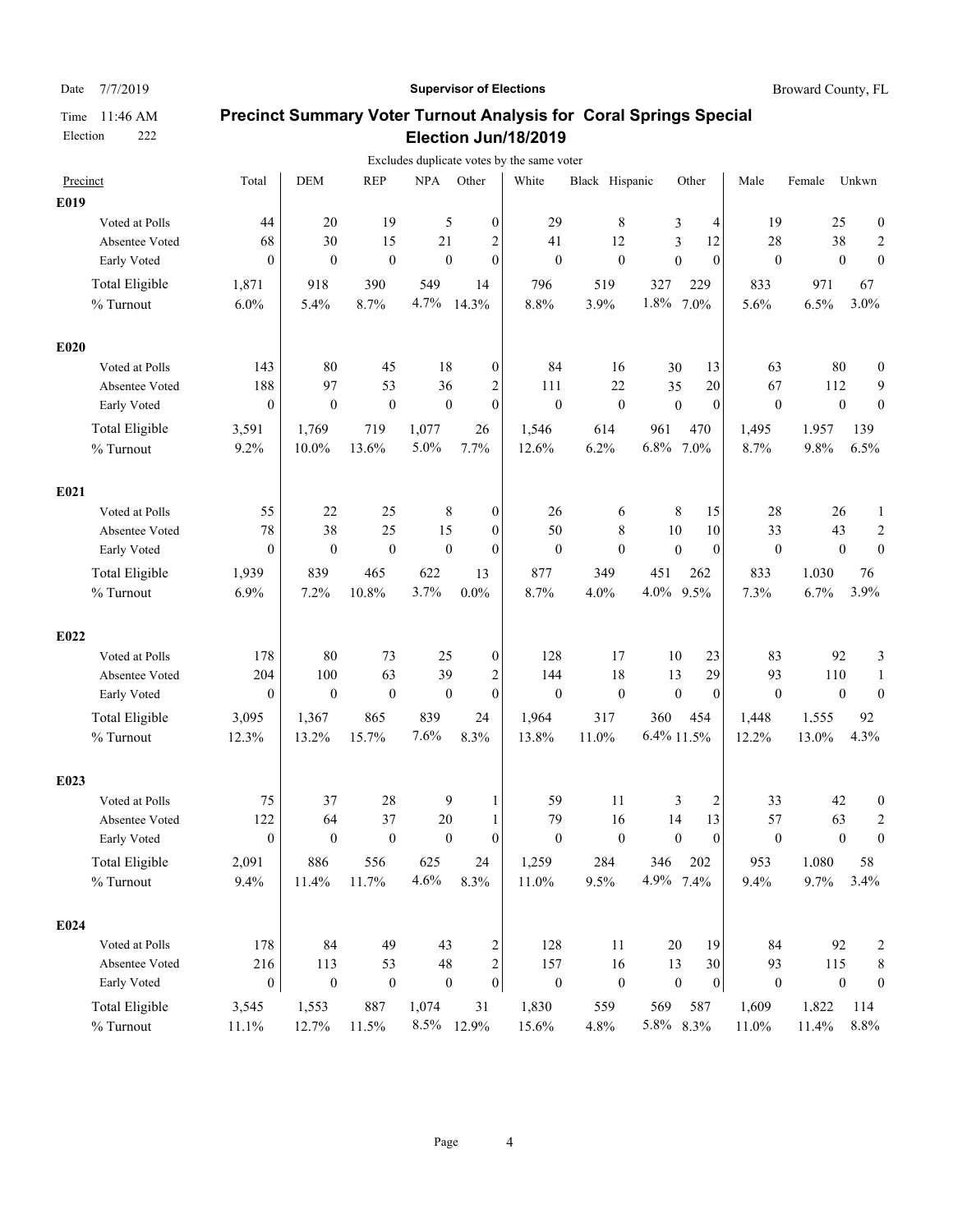Date 7/7/2019 | **Supervisor of Elections** | Broward County, FL

Time 11:46 AM
Election 222

## Precinct Summary Voter Turnout Analysis for Coral Springs Special Election Jun/18/2019

Excludes duplicate votes by the same voter

| Precinct | Total | DEM | REP | NPA | Other | White | Black | Hispanic | Other | Male | Female | Unkwn |
|---|---|---|---|---|---|---|---|---|---|---|---|---|
| **E019** | | | | | | | | | | | | |
| Voted at Polls | 44 | 20 | 19 | 5 | 0 | 29 | 8 | 3 | 4 | 19 | 25 | 0 |
| Absentee Voted | 68 | 30 | 15 | 21 | 2 | 41 | 12 | 3 | 12 | 28 | 38 | 2 |
| Early Voted | 0 | 0 | 0 | 0 | 0 | 0 | 0 | 0 | 0 | 0 | 0 | 0 |
| Total Eligible | 1,871 | 918 | 390 | 549 | 14 | 796 | 519 | 327 | 229 | 833 | 971 | 67 |
| % Turnout | 6.0% | 5.4% | 8.7% | 4.7% | 14.3% | 8.8% | 3.9% | 1.8% | 7.0% | 5.6% | 6.5% | 3.0% |
| **E020** | | | | | | | | | | | | |
| Voted at Polls | 143 | 80 | 45 | 18 | 0 | 84 | 16 | 30 | 13 | 63 | 80 | 0 |
| Absentee Voted | 188 | 97 | 53 | 36 | 2 | 111 | 22 | 35 | 20 | 67 | 112 | 9 |
| Early Voted | 0 | 0 | 0 | 0 | 0 | 0 | 0 | 0 | 0 | 0 | 0 | 0 |
| Total Eligible | 3,591 | 1,769 | 719 | 1,077 | 26 | 1,546 | 614 | 961 | 470 | 1,495 | 1,957 | 139 |
| % Turnout | 9.2% | 10.0% | 13.6% | 5.0% | 7.7% | 12.6% | 6.2% | 6.8% | 7.0% | 8.7% | 9.8% | 6.5% |
| **E021** | | | | | | | | | | | | |
| Voted at Polls | 55 | 22 | 25 | 8 | 0 | 26 | 6 | 8 | 15 | 28 | 26 | 1 |
| Absentee Voted | 78 | 38 | 25 | 15 | 0 | 50 | 8 | 10 | 10 | 33 | 43 | 2 |
| Early Voted | 0 | 0 | 0 | 0 | 0 | 0 | 0 | 0 | 0 | 0 | 0 | 0 |
| Total Eligible | 1,939 | 839 | 465 | 622 | 13 | 877 | 349 | 451 | 262 | 833 | 1,030 | 76 |
| % Turnout | 6.9% | 7.2% | 10.8% | 3.7% | 0.0% | 8.7% | 4.0% | 4.0% | 9.5% | 7.3% | 6.7% | 3.9% |
| **E022** | | | | | | | | | | | | |
| Voted at Polls | 178 | 80 | 73 | 25 | 0 | 128 | 17 | 10 | 23 | 83 | 92 | 3 |
| Absentee Voted | 204 | 100 | 63 | 39 | 2 | 144 | 18 | 13 | 29 | 93 | 110 | 1 |
| Early Voted | 0 | 0 | 0 | 0 | 0 | 0 | 0 | 0 | 0 | 0 | 0 | 0 |
| Total Eligible | 3,095 | 1,367 | 865 | 839 | 24 | 1,964 | 317 | 360 | 454 | 1,448 | 1,555 | 92 |
| % Turnout | 12.3% | 13.2% | 15.7% | 7.6% | 8.3% | 13.8% | 11.0% | 6.4% | 11.5% | 12.2% | 13.0% | 4.3% |
| **E023** | | | | | | | | | | | | |
| Voted at Polls | 75 | 37 | 28 | 9 | 1 | 59 | 11 | 3 | 2 | 33 | 42 | 0 |
| Absentee Voted | 122 | 64 | 37 | 20 | 1 | 79 | 16 | 14 | 13 | 57 | 63 | 2 |
| Early Voted | 0 | 0 | 0 | 0 | 0 | 0 | 0 | 0 | 0 | 0 | 0 | 0 |
| Total Eligible | 2,091 | 886 | 556 | 625 | 24 | 1,259 | 284 | 346 | 202 | 953 | 1,080 | 58 |
| % Turnout | 9.4% | 11.4% | 11.7% | 4.6% | 8.3% | 11.0% | 9.5% | 4.9% | 7.4% | 9.4% | 9.7% | 3.4% |
| **E024** | | | | | | | | | | | | |
| Voted at Polls | 178 | 84 | 49 | 43 | 2 | 128 | 11 | 20 | 19 | 84 | 92 | 2 |
| Absentee Voted | 216 | 113 | 53 | 48 | 2 | 157 | 16 | 13 | 30 | 93 | 115 | 8 |
| Early Voted | 0 | 0 | 0 | 0 | 0 | 0 | 0 | 0 | 0 | 0 | 0 | 0 |
| Total Eligible | 3,545 | 1,553 | 887 | 1,074 | 31 | 1,830 | 559 | 569 | 587 | 1,609 | 1,822 | 114 |
| % Turnout | 11.1% | 12.7% | 11.5% | 8.5% | 12.9% | 15.6% | 4.8% | 5.8% | 8.3% | 11.0% | 11.4% | 8.8% |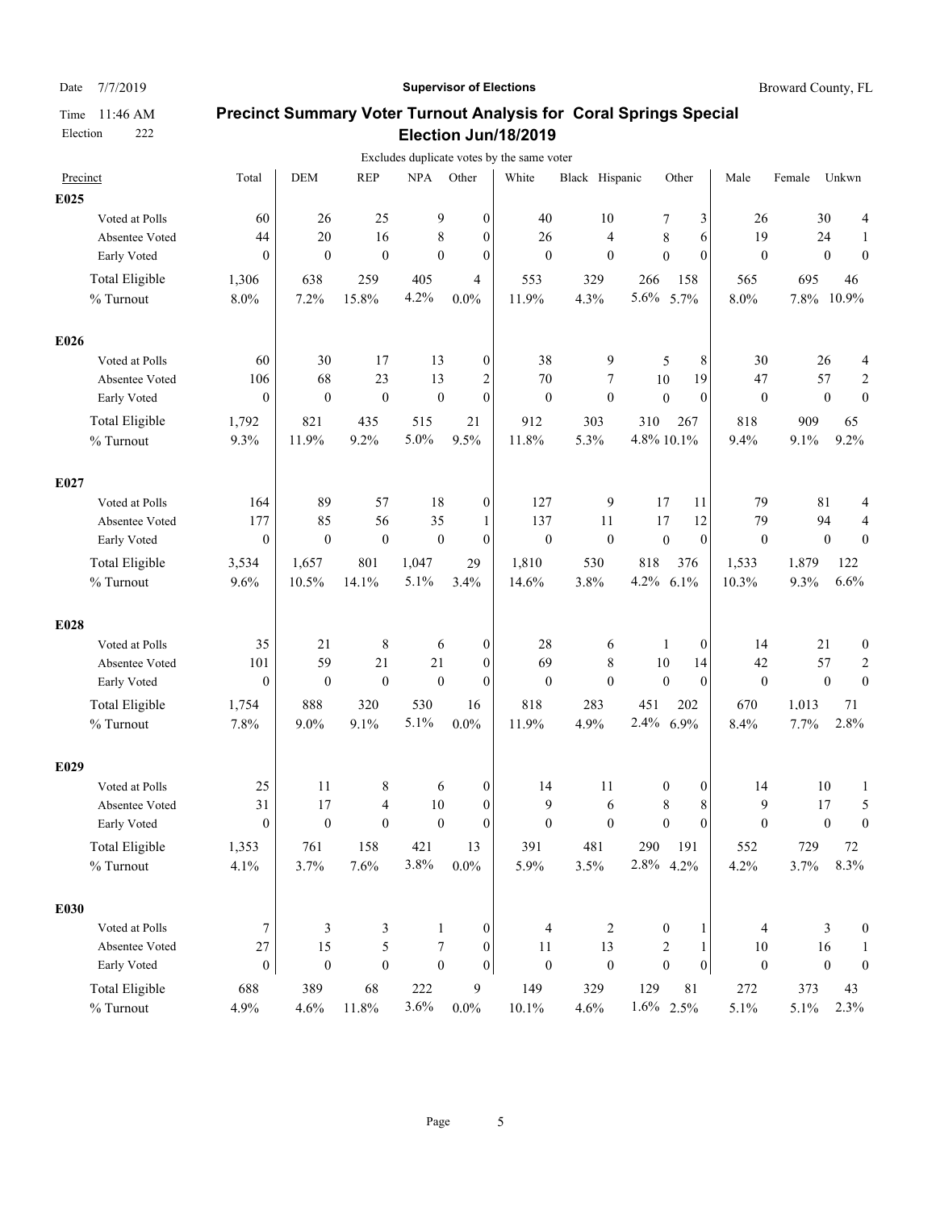Date 7/7/2019 | **Supervisor of Elections** | Broward County, FL

Time 11:46 AM
Election 222

## Precinct Summary Voter Turnout Analysis for Coral Springs Special Election Jun/18/2019

Excludes duplicate votes by the same voter

| Precinct | Total | DEM | REP | NPA | Other | White | Black | Hispanic | Other | Male | Female | Unkwn |
|---|---|---|---|---|---|---|---|---|---|---|---|---|
| **E025** | | | | | | | | | | | | |
| Voted at Polls | 60 | 26 | 25 | 9 | 0 | 40 | 10 | 7 | 3 | 26 | 30 | 4 |
| Absentee Voted | 44 | 20 | 16 | 8 | 0 | 26 | 4 | 8 | 6 | 19 | 24 | 1 |
| Early Voted | 0 | 0 | 0 | 0 | 0 | 0 | 0 | 0 | 0 | 0 | 0 | 0 |
| Total Eligible | 1,306 | 638 | 259 | 405 | 4 | 553 | 329 | 266 | 158 | 565 | 695 | 46 |
| % Turnout | 8.0% | 7.2% | 15.8% | 4.2% | 0.0% | 11.9% | 4.3% | 5.6% | 5.7% | 8.0% | 7.8% | 10.9% |
| **E026** | | | | | | | | | | | | |
| Voted at Polls | 60 | 30 | 17 | 13 | 0 | 38 | 9 | 5 | 8 | 30 | 26 | 4 |
| Absentee Voted | 106 | 68 | 23 | 13 | 2 | 70 | 7 | 10 | 19 | 47 | 57 | 2 |
| Early Voted | 0 | 0 | 0 | 0 | 0 | 0 | 0 | 0 | 0 | 0 | 0 | 0 |
| Total Eligible | 1,792 | 821 | 435 | 515 | 21 | 912 | 303 | 310 | 267 | 818 | 909 | 65 |
| % Turnout | 9.3% | 11.9% | 9.2% | 5.0% | 9.5% | 11.8% | 5.3% | 4.8% | 10.1% | 9.4% | 9.1% | 9.2% |
| **E027** | | | | | | | | | | | | |
| Voted at Polls | 164 | 89 | 57 | 18 | 0 | 127 | 9 | 17 | 11 | 79 | 81 | 4 |
| Absentee Voted | 177 | 85 | 56 | 35 | 1 | 137 | 11 | 17 | 12 | 79 | 94 | 4 |
| Early Voted | 0 | 0 | 0 | 0 | 0 | 0 | 0 | 0 | 0 | 0 | 0 | 0 |
| Total Eligible | 3,534 | 1,657 | 801 | 1,047 | 29 | 1,810 | 530 | 818 | 376 | 1,533 | 1,879 | 122 |
| % Turnout | 9.6% | 10.5% | 14.1% | 5.1% | 3.4% | 14.6% | 3.8% | 4.2% | 6.1% | 10.3% | 9.3% | 6.6% |
| **E028** | | | | | | | | | | | | |
| Voted at Polls | 35 | 21 | 8 | 6 | 0 | 28 | 6 | 1 | 0 | 14 | 21 | 0 |
| Absentee Voted | 101 | 59 | 21 | 21 | 0 | 69 | 8 | 10 | 14 | 42 | 57 | 2 |
| Early Voted | 0 | 0 | 0 | 0 | 0 | 0 | 0 | 0 | 0 | 0 | 0 | 0 |
| Total Eligible | 1,754 | 888 | 320 | 530 | 16 | 818 | 283 | 451 | 202 | 670 | 1,013 | 71 |
| % Turnout | 7.8% | 9.0% | 9.1% | 5.1% | 0.0% | 11.9% | 4.9% | 2.4% | 6.9% | 8.4% | 7.7% | 2.8% |
| **E029** | | | | | | | | | | | | |
| Voted at Polls | 25 | 11 | 8 | 6 | 0 | 14 | 11 | 0 | 0 | 14 | 10 | 1 |
| Absentee Voted | 31 | 17 | 4 | 10 | 0 | 9 | 6 | 8 | 8 | 9 | 17 | 5 |
| Early Voted | 0 | 0 | 0 | 0 | 0 | 0 | 0 | 0 | 0 | 0 | 0 | 0 |
| Total Eligible | 1,353 | 761 | 158 | 421 | 13 | 391 | 481 | 290 | 191 | 552 | 729 | 72 |
| % Turnout | 4.1% | 3.7% | 7.6% | 3.8% | 0.0% | 5.9% | 3.5% | 2.8% | 4.2% | 4.2% | 3.7% | 8.3% |
| **E030** | | | | | | | | | | | | |
| Voted at Polls | 7 | 3 | 3 | 1 | 0 | 4 | 2 | 0 | 1 | 4 | 3 | 0 |
| Absentee Voted | 27 | 15 | 5 | 7 | 0 | 11 | 13 | 2 | 1 | 10 | 16 | 1 |
| Early Voted | 0 | 0 | 0 | 0 | 0 | 0 | 0 | 0 | 0 | 0 | 0 | 0 |
| Total Eligible | 688 | 389 | 68 | 222 | 9 | 149 | 329 | 129 | 81 | 272 | 373 | 43 |
| % Turnout | 4.9% | 4.6% | 11.8% | 3.6% | 0.0% | 10.1% | 4.6% | 1.6% | 2.5% | 5.1% | 5.1% | 2.3% |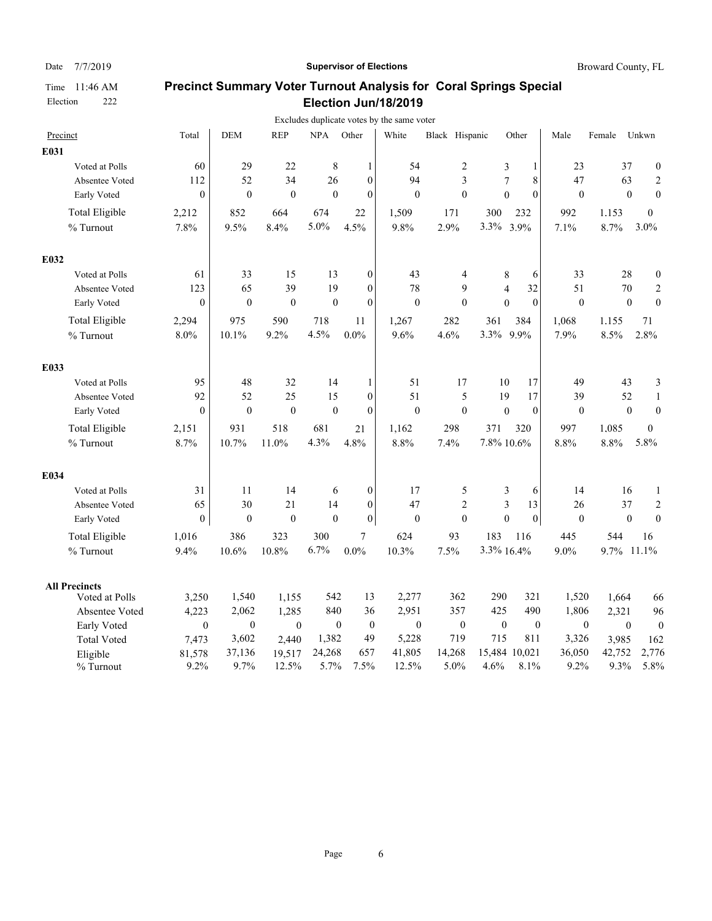Date 7/7/2019

Time 11:46 AM

Election 222

**Supervisor of Elections**

Broward County, FL

## Precinct Summary Voter Turnout Analysis for Coral Springs Special Election Jun/18/2019

Excludes duplicate votes by the same voter

| Precinct | Total | DEM | REP | NPA | Other | White | Black | Hispanic | Other | Male | Female | Unkwn |
|---|---|---|---|---|---|---|---|---|---|---|---|---|
| **E031** | | | | | | | | | | | | |
| Voted at Polls | 60 | 29 | 22 | 8 | 1 | 54 | 2 | 3 | 1 | 23 | 37 | 0 |
| Absentee Voted | 112 | 52 | 34 | 26 | 0 | 94 | 3 | 7 | 8 | 47 | 63 | 2 |
| Early Voted | 0 | 0 | 0 | 0 | 0 | 0 | 0 | 0 | 0 | 0 | 0 | 0 |
| Total Eligible | 2,212 | 852 | 664 | 674 | 22 | 1,509 | 171 | 300 | 232 | 992 | 1,153 | 0 |
| % Turnout | 7.8% | 9.5% | 8.4% | 5.0% | 4.5% | 9.8% | 2.9% | 3.3% | 3.9% | 7.1% | 8.7% | 3.0% |
| **E032** | | | | | | | | | | | | |
| Voted at Polls | 61 | 33 | 15 | 13 | 0 | 43 | 4 | 8 | 6 | 33 | 28 | 0 |
| Absentee Voted | 123 | 65 | 39 | 19 | 0 | 78 | 9 | 4 | 32 | 51 | 70 | 2 |
| Early Voted | 0 | 0 | 0 | 0 | 0 | 0 | 0 | 0 | 0 | 0 | 0 | 0 |
| Total Eligible | 2,294 | 975 | 590 | 718 | 11 | 1,267 | 282 | 361 | 384 | 1,068 | 1,155 | 71 |
| % Turnout | 8.0% | 10.1% | 9.2% | 4.5% | 0.0% | 9.6% | 4.6% | 3.3% | 9.9% | 7.9% | 8.5% | 2.8% |
| **E033** | | | | | | | | | | | | |
| Voted at Polls | 95 | 48 | 32 | 14 | 1 | 51 | 17 | 10 | 17 | 49 | 43 | 3 |
| Absentee Voted | 92 | 52 | 25 | 15 | 0 | 51 | 5 | 19 | 17 | 39 | 52 | 1 |
| Early Voted | 0 | 0 | 0 | 0 | 0 | 0 | 0 | 0 | 0 | 0 | 0 | 0 |
| Total Eligible | 2,151 | 931 | 518 | 681 | 21 | 1,162 | 298 | 371 | 320 | 997 | 1,085 | 0 |
| % Turnout | 8.7% | 10.7% | 11.0% | 4.3% | 4.8% | 8.8% | 7.4% | 7.8% | 10.6% | 8.8% | 8.8% | 5.8% |
| **E034** | | | | | | | | | | | | |
| Voted at Polls | 31 | 11 | 14 | 6 | 0 | 17 | 5 | 3 | 6 | 14 | 16 | 1 |
| Absentee Voted | 65 | 30 | 21 | 14 | 0 | 47 | 2 | 3 | 13 | 26 | 37 | 2 |
| Early Voted | 0 | 0 | 0 | 0 | 0 | 0 | 0 | 0 | 0 | 0 | 0 | 0 |
| Total Eligible | 1,016 | 386 | 323 | 300 | 7 | 624 | 93 | 183 | 116 | 445 | 544 | 16 |
| % Turnout | 9.4% | 10.6% | 10.8% | 6.7% | 0.0% | 10.3% | 7.5% | 3.3% | 16.4% | 9.0% | 9.7% | 11.1% |
| **All Precincts** | | | | | | | | | | | | |
| Voted at Polls | 3,250 | 1,540 | 1,155 | 542 | 13 | 2,277 | 362 | 290 | 321 | 1,520 | 1,664 | 66 |
| Absentee Voted | 4,223 | 2,062 | 1,285 | 840 | 36 | 2,951 | 357 | 425 | 490 | 1,806 | 2,321 | 96 |
| Early Voted | 0 | 0 | 0 | 0 | 0 | 0 | 0 | 0 | 0 | 0 | 0 | 0 |
| Total Voted | 7,473 | 3,602 | 2,440 | 1,382 | 49 | 5,228 | 719 | 715 | 811 | 3,326 | 3,985 | 162 |
| Eligible | 81,578 | 37,136 | 19,517 | 24,268 | 657 | 41,805 | 14,268 | 15,484 | 10,021 | 36,050 | 42,752 | 2,776 |
| % Turnout | 9.2% | 9.7% | 12.5% | 5.7% | 7.5% | 12.5% | 5.0% | 4.6% | 8.1% | 9.2% | 9.3% | 5.8% |